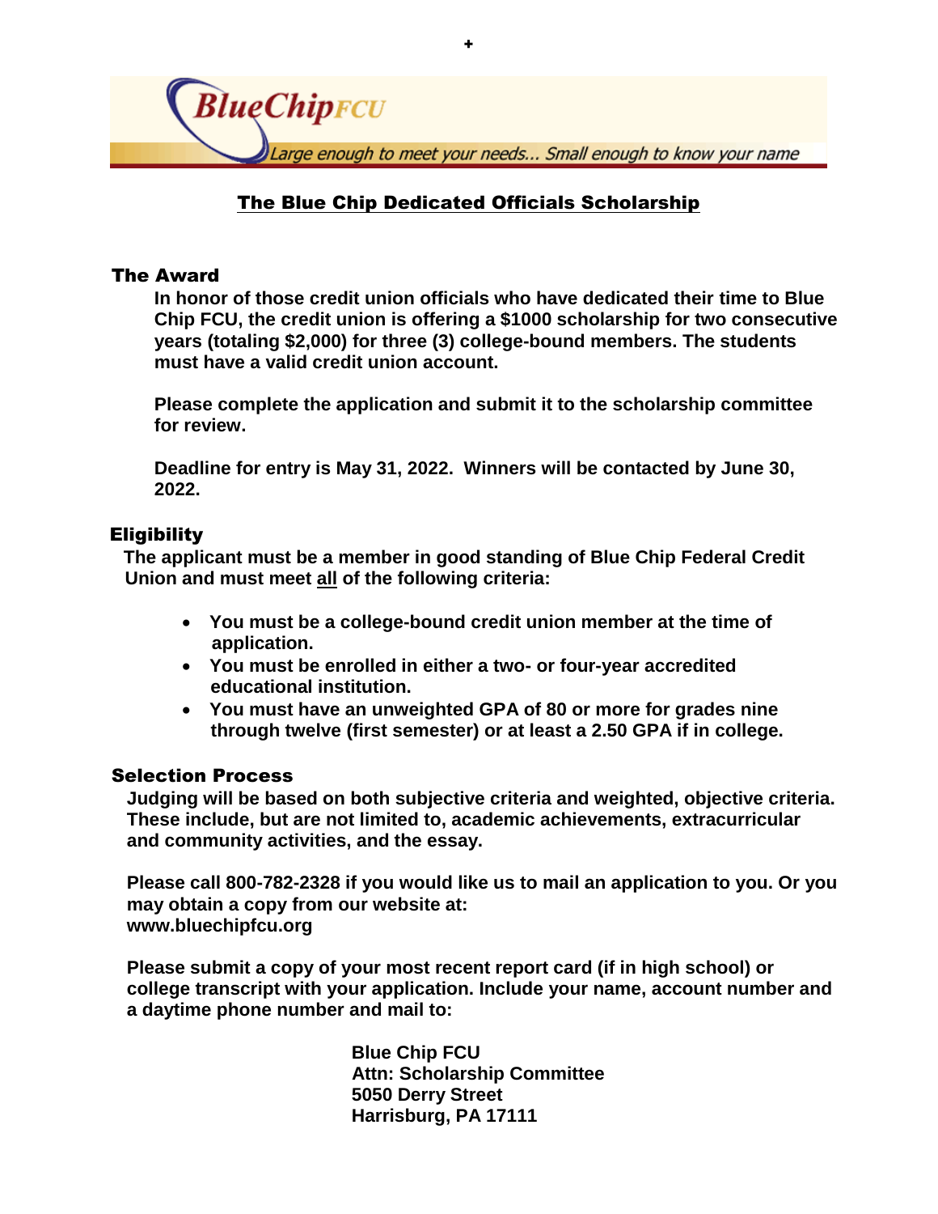**BlueChip FCU**

*Large enough to meet your needs... Small enough to know your name*

# The Blue Chip Dedicated Officials Scholarship

## The Award

**In honor of those credit union officials who have dedicated their time to Blue Chip FCU, the credit union is offering a $1000 scholarship for two consecutive years (totaling $2,000) for three (3) college-bound members. The students must have a valid credit union account.**

**Please complete the application and submit it to the scholarship committee for review.**

**Deadline for entry is May 31, 2022. Winners will be contacted by June 30, 2022.**

## Eligibility

**The applicant must be a member in good standing of Blue Chip Federal Credit Union and must meet all of the following criteria:**

- **You must be a college-bound credit union member at the time of application.**
- **You must be enrolled in either a two- or four-year accredited educational institution.**
- **You must have an unweighted GPA of 80 or more for grades nine through twelve (first semester) or at least a 2.50 GPA if in college.**

## Selection Process

**Judging will be based on both subjective criteria and weighted, objective criteria. These include, but are not limited to, academic achievements, extracurricular and community activities, and the essay.**

**Please call 800-782-2328 if you would like us to mail an application to you. Or you may obtain a copy from our website at: www.bluechipfcu.org**

**Please submit a copy of your most recent report card (if in high school) or college transcript with your application. Include your name, account number and a daytime phone number and mail to:**

**Blue Chip FCU**
**Attn: Scholarship Committee**
**5050 Derry Street**
**Harrisburg, PA 17111**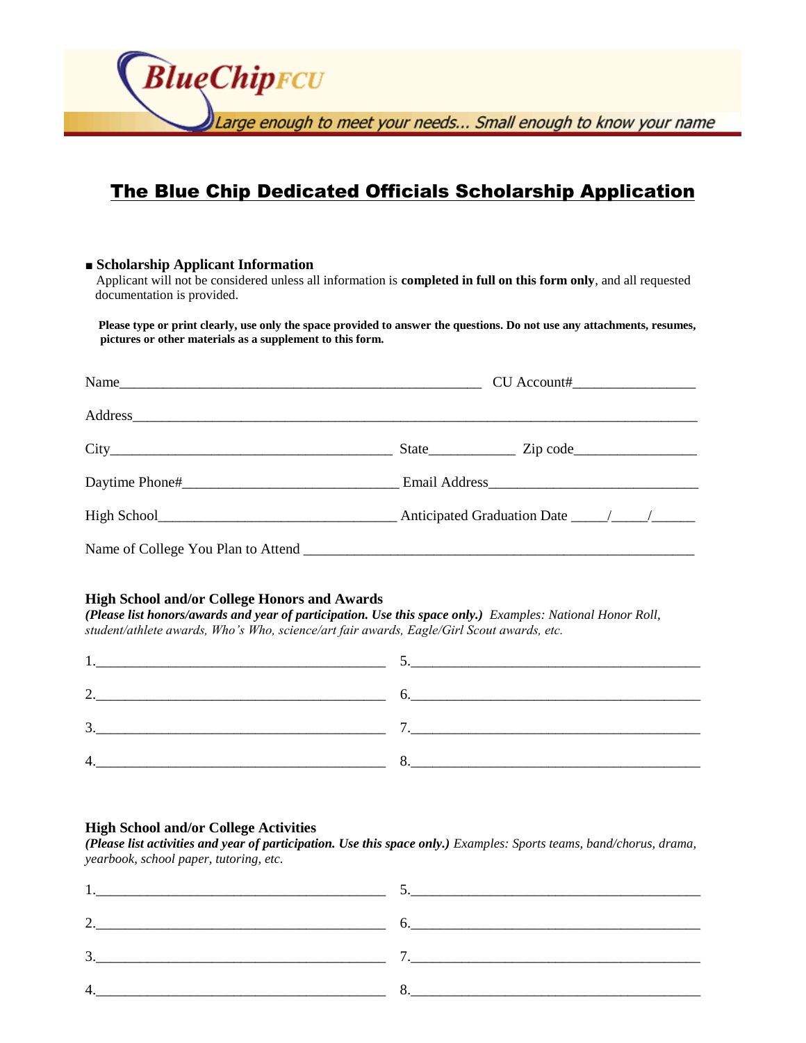BlueChip FCU

*Large enough to meet your needs... Small enough to know your name*

# The Blue Chip Dedicated Officials Scholarship Application

■ **Scholarship Applicant Information**

Applicant will not be considered unless all information is **completed in full on this form only**, and all requested documentation is provided.

**Please type or print clearly, use only the space provided to answer the questions. Do not use any attachments, resumes, pictures or other materials as a supplement to this form.**

Name___________________________________________________ CU Account#________________

Address_______________________________________________________________________________

City_______________________________________ State___________ Zip code________________

Daytime Phone#_____________________________ Email Address____________________________

High School________________________________ Anticipated Graduation Date _____/_____/______

Name of College You Plan to Attend ____________________________________________________

**High School and/or College Honors and Awards**

***(Please list honors/awards and year of participation. Use this space only.)*** *Examples: National Honor Roll, student/athlete awards, Who's Who, science/art fair awards, Eagle/Girl Scout awards, etc.*

1.________________________________________ 5.________________________________________

2.________________________________________ 6.________________________________________

3.________________________________________ 7.________________________________________

4.________________________________________ 8.________________________________________

**High School and/or College Activities**

***(Please list activities and year of participation. Use this space only.)*** *Examples: Sports teams, band/chorus, drama, yearbook, school paper, tutoring, etc.*

1.________________________________________ 5.________________________________________

2.________________________________________ 6.________________________________________

3.________________________________________ 7.________________________________________

4.________________________________________ 8.________________________________________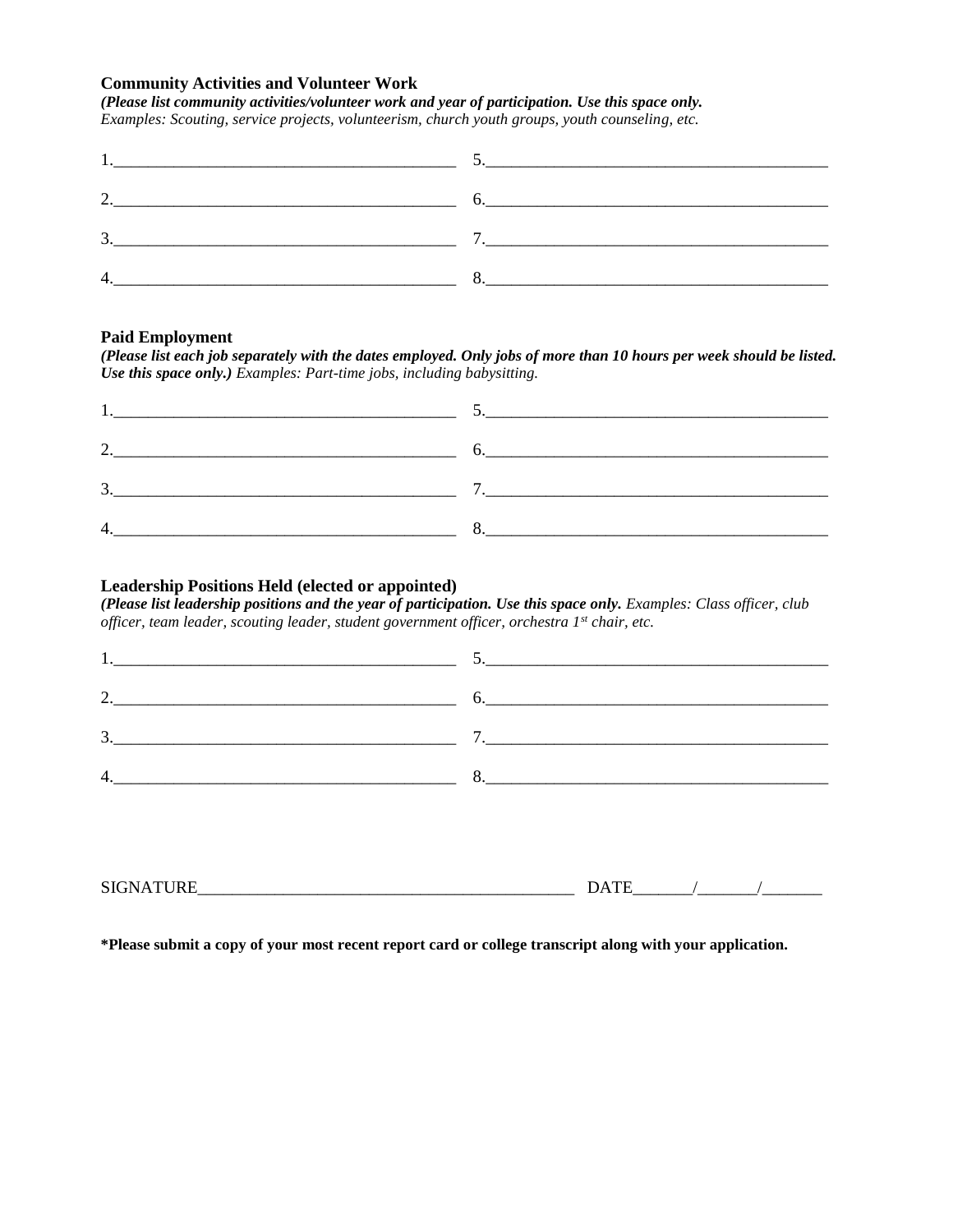**Community Activities and Volunteer Work**

***(Please list community activities/volunteer work and year of participation. Use this space only.***
*Examples: Scouting, service projects, volunteerism, church youth groups, youth counseling, etc.*

1.________________________________________ 5.________________________________________

2.________________________________________ 6.________________________________________

3.________________________________________ 7.________________________________________

4.________________________________________ 8.________________________________________

**Paid Employment**

***(Please list each job separately with the dates employed. Only jobs of more than 10 hours per week should be listed. Use this space only.)*** *Examples: Part-time jobs, including babysitting.*

1.________________________________________ 5.________________________________________

2.________________________________________ 6.________________________________________

3.________________________________________ 7.________________________________________

4.________________________________________ 8.________________________________________

**Leadership Positions Held (elected or appointed)**

***(Please list leadership positions and the year of participation. Use this space only.*** *Examples: Class officer, club officer, team leader, scouting leader, student government officer, orchestra 1st chair, etc.*

1.________________________________________ 5.________________________________________

2.________________________________________ 6.________________________________________

3.________________________________________ 7.________________________________________

4.________________________________________ 8.________________________________________

SIGNATURE_____________________________________________ DATE_______/_______/_______

**\*Please submit a copy of your most recent report card or college transcript along with your application.**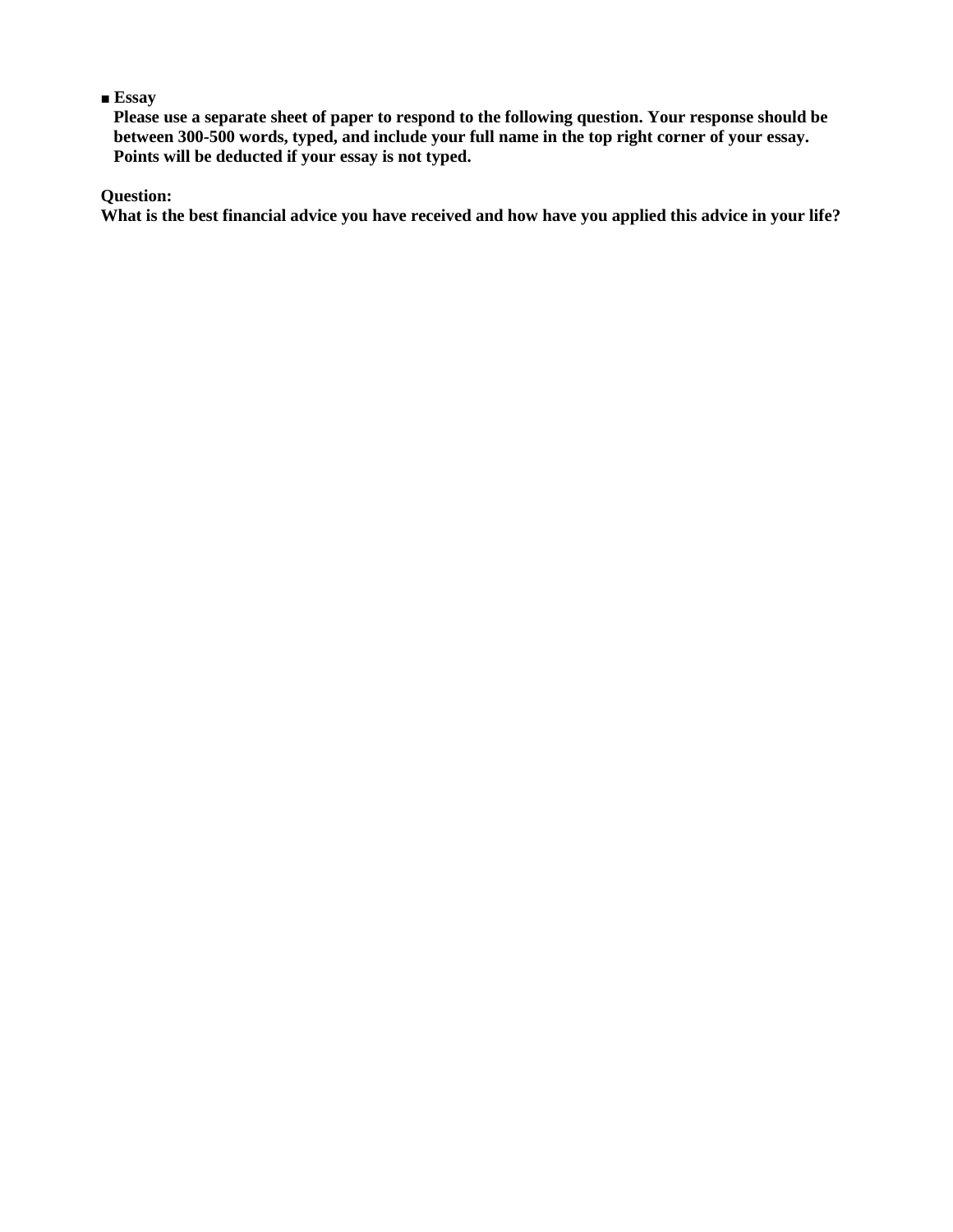- **Essay**

  **Please use a separate sheet of paper to respond to the following question. Your response should be between 300-500 words, typed, and include your full name in the top right corner of your essay. Points will be deducted if your essay is not typed.**

**Question:**

**What is the best financial advice you have received and how have you applied this advice in your life?**